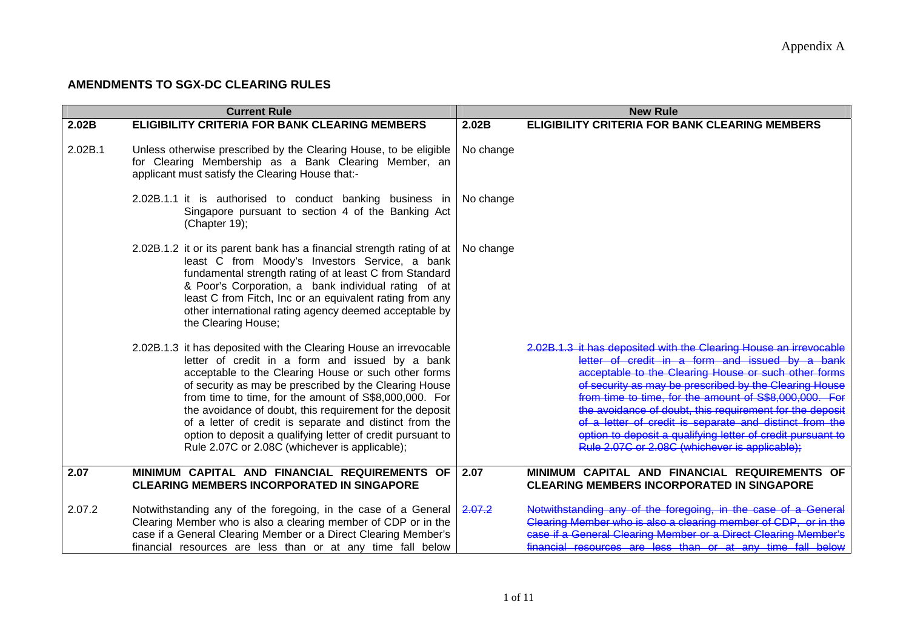Appendix A

## AMENDMENTS TO SGX-DC CLEARING RULES

| Current Rule | | New Rule | |
|---|---|---|---|
| **2.02B** | **ELIGIBILITY CRITERIA FOR BANK CLEARING MEMBERS** | **2.02B** | **ELIGIBILITY CRITERIA FOR BANK CLEARING MEMBERS** |
| 2.02B.1 | Unless otherwise prescribed by the Clearing House, to be eligible for Clearing Membership as a Bank Clearing Member, an applicant must satisfy the Clearing House that:- | No change | |
| | 2.02B.1.1 it is authorised to conduct banking business in Singapore pursuant to section 4 of the Banking Act (Chapter 19); | No change | |
| | 2.02B.1.2 it or its parent bank has a financial strength rating of at least C from Moody's Investors Service, a bank fundamental strength rating of at least C from Standard & Poor's Corporation, a bank individual rating of at least C from Fitch, Inc or an equivalent rating from any other international rating agency deemed acceptable by the Clearing House; | No change | |
| | 2.02B.1.3 it has deposited with the Clearing House an irrevocable letter of credit in a form and issued by a bank acceptable to the Clearing House or such other forms of security as may be prescribed by the Clearing House from time to time, for the amount of S$8,000,000. For the avoidance of doubt, this requirement for the deposit of a letter of credit is separate and distinct from the option to deposit a qualifying letter of credit pursuant to Rule 2.07C or 2.08C (whichever is applicable); | | ~~2.02B.1.3 it has deposited with the Clearing House an irrevocable letter of credit in a form and issued by a bank acceptable to the Clearing House or such other forms of security as may be prescribed by the Clearing House from time to time, for the amount of S$8,000,000. For the avoidance of doubt, this requirement for the deposit of a letter of credit is separate and distinct from the option to deposit a qualifying letter of credit pursuant to Rule 2.07C or 2.08C (whichever is applicable);~~ |
| **2.07** | **MINIMUM CAPITAL AND FINANCIAL REQUIREMENTS OF CLEARING MEMBERS INCORPORATED IN SINGAPORE** | **2.07** | **MINIMUM CAPITAL AND FINANCIAL REQUIREMENTS OF CLEARING MEMBERS INCORPORATED IN SINGAPORE** |
| 2.07.2 | Notwithstanding any of the foregoing, in the case of a General Clearing Member who is also a clearing member of CDP or in the case if a General Clearing Member or a Direct Clearing Member's financial resources are less than or at any time fall below | ~~2.07.2~~ | ~~Notwithstanding any of the foregoing, in the case of a General Clearing Member who is also a clearing member of CDP, or in the case if a General Clearing Member or a Direct Clearing Member's financial resources are less than or at any time fall below~~ |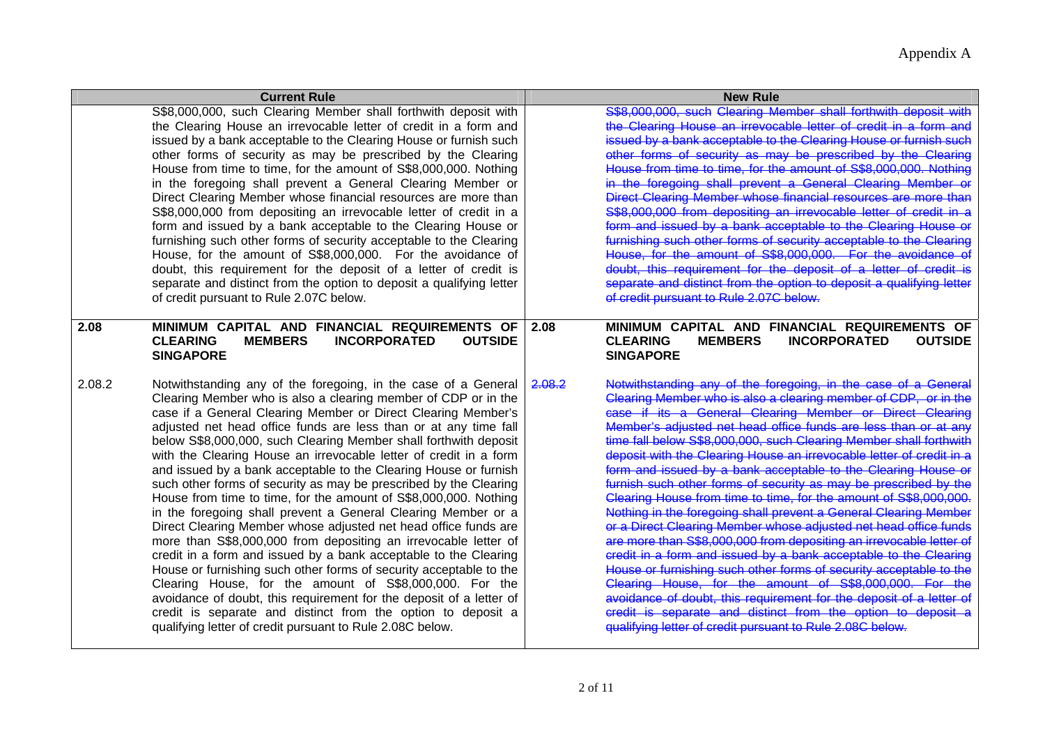Appendix A

| Current Rule | | New Rule | |
|---|---|---|---|
| | S$8,000,000, such Clearing Member shall forthwith deposit with the Clearing House an irrevocable letter of credit in a form and issued by a bank acceptable to the Clearing House or furnish such other forms of security as may be prescribed by the Clearing House from time to time, for the amount of S$8,000,000. Nothing in the foregoing shall prevent a General Clearing Member or Direct Clearing Member whose financial resources are more than S$8,000,000 from depositing an irrevocable letter of credit in a form and issued by a bank acceptable to the Clearing House or furnishing such other forms of security acceptable to the Clearing House, for the amount of S$8,000,000. For the avoidance of doubt, this requirement for the deposit of a letter of credit is separate and distinct from the option to deposit a qualifying letter of credit pursuant to Rule 2.07C below. | | ~~S$8,000,000, such Clearing Member shall forthwith deposit with the Clearing House an irrevocable letter of credit in a form and issued by a bank acceptable to the Clearing House or furnish such other forms of security as may be prescribed by the Clearing House from time to time, for the amount of S$8,000,000. Nothing in the foregoing shall prevent a General Clearing Member or Direct Clearing Member whose financial resources are more than S$8,000,000 from depositing an irrevocable letter of credit in a form and issued by a bank acceptable to the Clearing House or furnishing such other forms of security acceptable to the Clearing House, for the amount of S$8,000,000. For the avoidance of doubt, this requirement for the deposit of a letter of credit is separate and distinct from the option to deposit a qualifying letter of credit pursuant to Rule 2.07C below.~~ |
| **2.08** | **MINIMUM CAPITAL AND FINANCIAL REQUIREMENTS OF CLEARING MEMBERS INCORPORATED OUTSIDE SINGAPORE** | **2.08** | **MINIMUM CAPITAL AND FINANCIAL REQUIREMENTS OF CLEARING MEMBERS INCORPORATED OUTSIDE SINGAPORE** |
| 2.08.2 | Notwithstanding any of the foregoing, in the case of a General Clearing Member who is also a clearing member of CDP or in the case if a General Clearing Member or Direct Clearing Member's adjusted net head office funds are less than or at any time fall below S$8,000,000, such Clearing Member shall forthwith deposit with the Clearing House an irrevocable letter of credit in a form and issued by a bank acceptable to the Clearing House or furnish such other forms of security as may be prescribed by the Clearing House from time to time, for the amount of S$8,000,000. Nothing in the foregoing shall prevent a General Clearing Member or a Direct Clearing Member whose adjusted net head office funds are more than S$8,000,000 from depositing an irrevocable letter of credit in a form and issued by a bank acceptable to the Clearing House or furnishing such other forms of security acceptable to the Clearing House, for the amount of S$8,000,000. For the avoidance of doubt, this requirement for the deposit of a letter of credit is separate and distinct from the option to deposit a qualifying letter of credit pursuant to Rule 2.08C below. | ~~2.08.2~~ | ~~Notwithstanding any of the foregoing, in the case of a General Clearing Member who is also a clearing member of CDP, or in the case if its a General Clearing Member or Direct Clearing Member's adjusted net head office funds are less than or at any time fall below S$8,000,000, such Clearing Member shall forthwith deposit with the Clearing House an irrevocable letter of credit in a form and issued by a bank acceptable to the Clearing House or furnish such other forms of security as may be prescribed by the Clearing House from time to time, for the amount of S$8,000,000. Nothing in the foregoing shall prevent a General Clearing Member or a Direct Clearing Member whose adjusted net head office funds are more than S$8,000,000 from depositing an irrevocable letter of credit in a form and issued by a bank acceptable to the Clearing House or furnishing such other forms of security acceptable to the Clearing House, for the amount of S$8,000,000. For the avoidance of doubt, this requirement for the deposit of a letter of credit is separate and distinct from the option to deposit a qualifying letter of credit pursuant to Rule 2.08C below.~~ |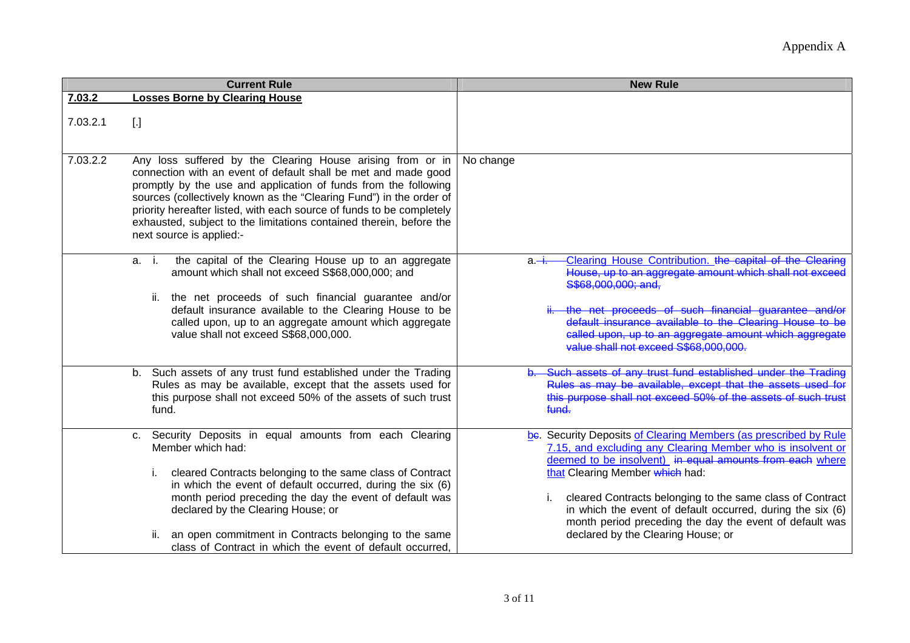Appendix A

| | Current Rule | New Rule |
|---|---|---|
| **7.03.2** | **Losses Borne by Clearing House** | |
| 7.03.2.1 | [.] | |
| 7.03.2.2 | Any loss suffered by the Clearing House arising from or in connection with an event of default shall be met and made good promptly by the use and application of funds from the following sources (collectively known as the "Clearing Fund") in the order of priority hereafter listed, with each source of funds to be completely exhausted, subject to the limitations contained therein, before the next source is applied:- | No change |
| | a. i. the capital of the Clearing House up to an aggregate amount which shall not exceed S$68,000,000; and<br><br>ii. the net proceeds of such financial guarantee and/or default insurance available to the Clearing House to be called upon, up to an aggregate amount which aggregate value shall not exceed S$68,000,000. | a. ~~i.~~ Clearing House Contribution. ~~the capital of the Clearing House, up to an aggregate amount which shall not exceed S$68,000,000; and,~~<br><br>~~ii. the net proceeds of such financial guarantee and/or default insurance available to the Clearing House to be called upon, up to an aggregate amount which aggregate value shall not exceed S$68,000,000.~~ |
| | b. Such assets of any trust fund established under the Trading Rules as may be available, except that the assets used for this purpose shall not exceed 50% of the assets of such trust fund. | ~~b. Such assets of any trust fund established under the Trading Rules as may be available, except that the assets used for this purpose shall not exceed 50% of the assets of such trust fund.~~ |
| | c. Security Deposits in equal amounts from each Clearing Member which had:<br><br>i. cleared Contracts belonging to the same class of Contract in which the event of default occurred, during the six (6) month period preceding the day the event of default was declared by the Clearing House; or<br><br>ii. an open commitment in Contracts belonging to the same class of Contract in which the event of default occurred, | b~~c~~. Security Deposits of Clearing Members (as prescribed by Rule 7.15, and excluding any Clearing Member who is insolvent or deemed to be insolvent) ~~in equal amounts from each~~ where that Clearing Member ~~which~~ had:<br><br>i. cleared Contracts belonging to the same class of Contract in which the event of default occurred, during the six (6) month period preceding the day the event of default was declared by the Clearing House; or |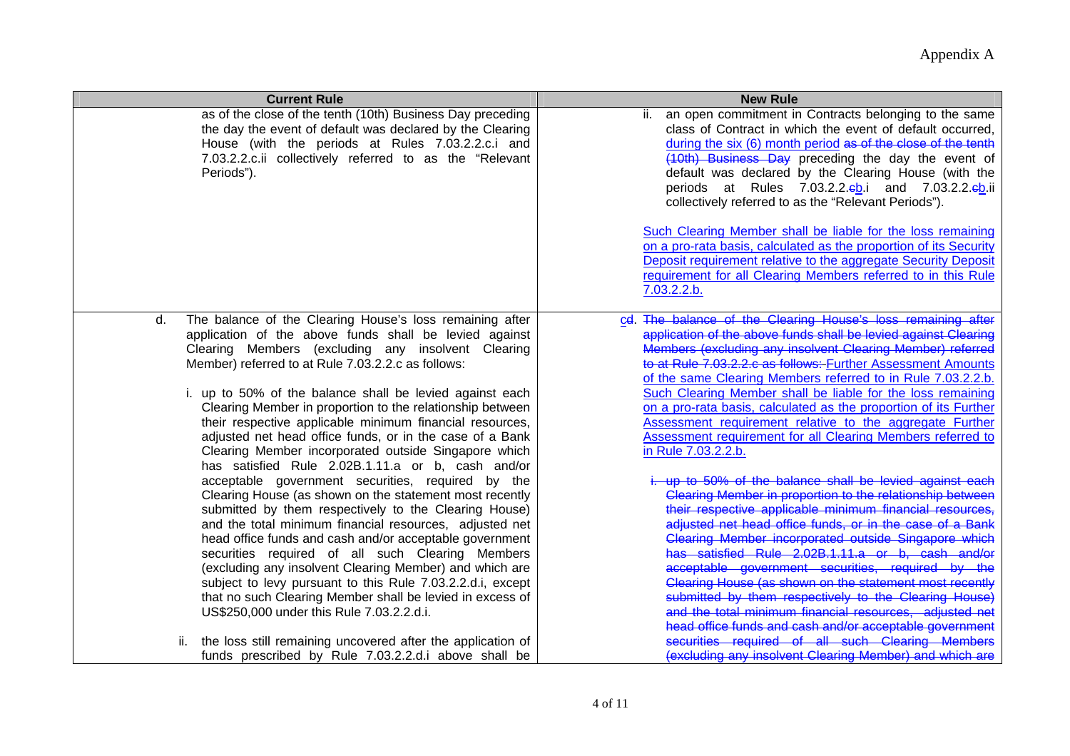Appendix A

| Current Rule | New Rule |
|---|---|
| as of the close of the tenth (10th) Business Day preceding the day the event of default was declared by the Clearing House (with the periods at Rules 7.03.2.2.c.i and 7.03.2.2.c.ii collectively referred to as the "Relevant Periods"). | ii. an open commitment in Contracts belonging to the same class of Contract in which the event of default occurred, <u>during the six (6) month period</u> ~~as of the close of the tenth (10th) Business Day~~ preceding the day the event of default was declared by the Clearing House (with the periods at Rules 7.03.2.2.~~c~~<u>b</u>.i and 7.03.2.2.~~c~~<u>b</u>.ii collectively referred to as the "Relevant Periods").<br><br><u>Such Clearing Member shall be liable for the loss remaining on a pro-rata basis, calculated as the proportion of its Security Deposit requirement relative to the aggregate Security Deposit requirement for all Clearing Members referred to in this Rule 7.03.2.2.b.</u> |
| d. The balance of the Clearing House's loss remaining after application of the above funds shall be levied against Clearing Members (excluding any insolvent Clearing Member) referred to at Rule 7.03.2.2.c as follows:<br><br>i. up to 50% of the balance shall be levied against each Clearing Member in proportion to the relationship between their respective applicable minimum financial resources, adjusted net head office funds, or in the case of a Bank Clearing Member incorporated outside Singapore which has satisfied Rule 2.02B.1.11.a or b, cash and/or acceptable government securities, required by the Clearing House (as shown on the statement most recently submitted by them respectively to the Clearing House) and the total minimum financial resources, adjusted net head office funds and cash and/or acceptable government securities required of all such Clearing Members (excluding any insolvent Clearing Member) and which are subject to levy pursuant to this Rule 7.03.2.2.d.i, except that no such Clearing Member shall be levied in excess of US$250,000 under this Rule 7.03.2.2.d.i.<br><br>ii. the loss still remaining uncovered after the application of funds prescribed by Rule 7.03.2.2.d.i above shall be | <u>c</u>~~d~~. ~~The balance of the Clearing House's loss remaining after application of the above funds shall be levied against Clearing Members (excluding any insolvent Clearing Member) referred to at Rule 7.03.2.2.c as follows:~~ <u>Further Assessment Amounts of the same Clearing Members referred to in Rule 7.03.2.2.b. Such Clearing Member shall be liable for the loss remaining on a pro-rata basis, calculated as the proportion of its Further Assessment requirement relative to the aggregate Further Assessment requirement for all Clearing Members referred to in Rule 7.03.2.2.b.</u><br><br>~~i. up to 50% of the balance shall be levied against each Clearing Member in proportion to the relationship between their respective applicable minimum financial resources, adjusted net head office funds, or in the case of a Bank Clearing Member incorporated outside Singapore which has satisfied Rule 2.02B.1.11.a or b, cash and/or acceptable government securities, required by the Clearing House (as shown on the statement most recently submitted by them respectively to the Clearing House) and the total minimum financial resources, adjusted net head office funds and cash and/or acceptable government securities required of all such Clearing Members (excluding any insolvent Clearing Member) and which are~~ |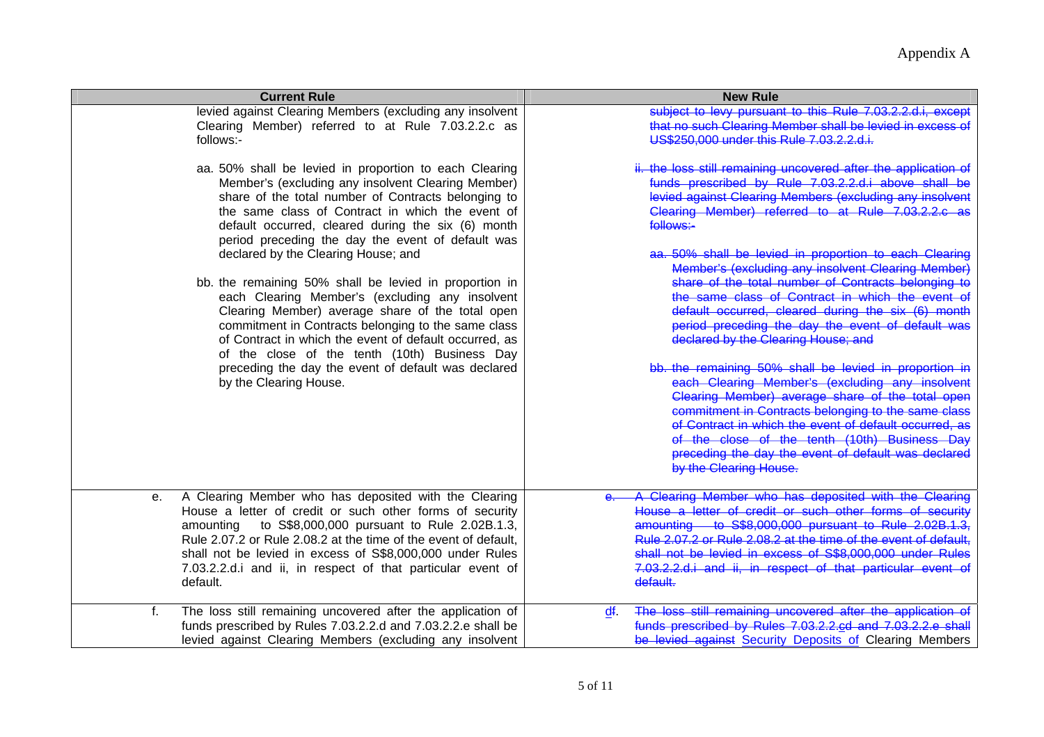Appendix A

| Current Rule | New Rule |
|---|---|
| levied against Clearing Members (excluding any insolvent Clearing Member) referred to at Rule 7.03.2.2.c as follows:-<br><br>aa. 50% shall be levied in proportion to each Clearing Member's (excluding any insolvent Clearing Member) share of the total number of Contracts belonging to the same class of Contract in which the event of default occurred, cleared during the six (6) month period preceding the day the event of default was declared by the Clearing House; and<br><br>bb. the remaining 50% shall be levied in proportion in each Clearing Member's (excluding any insolvent Clearing Member) average share of the total open commitment in Contracts belonging to the same class of Contract in which the event of default occurred, as of the close of the tenth (10th) Business Day preceding the day the event of default was declared by the Clearing House. | ~~subject to levy pursuant to this Rule 7.03.2.2.d.i, except that no such Clearing Member shall be levied in excess of US$250,000 under this Rule 7.03.2.2.d.i.~~<br><br>~~ii. the loss still remaining uncovered after the application of funds prescribed by Rule 7.03.2.2.d.i above shall be levied against Clearing Members (excluding any insolvent Clearing Member) referred to at Rule 7.03.2.2.c as follows:-~~<br><br>~~aa. 50% shall be levied in proportion to each Clearing Member's (excluding any insolvent Clearing Member) share of the total number of Contracts belonging to the same class of Contract in which the event of default occurred, cleared during the six (6) month period preceding the day the event of default was declared by the Clearing House; and~~<br><br>~~bb. the remaining 50% shall be levied in proportion in each Clearing Member's (excluding any insolvent Clearing Member) average share of the total open commitment in Contracts belonging to the same class of Contract in which the event of default occurred, as of the close of the tenth (10th) Business Day preceding the day the event of default was declared by the Clearing House.~~ |
| e. A Clearing Member who has deposited with the Clearing House a letter of credit or such other forms of security amounting to S$8,000,000 pursuant to Rule 2.02B.1.3, Rule 2.07.2 or Rule 2.08.2 at the time of the event of default, shall not be levied in excess of S$8,000,000 under Rules 7.03.2.2.d.i and ii, in respect of that particular event of default. | ~~e. A Clearing Member who has deposited with the Clearing House a letter of credit or such other forms of security amounting to S$8,000,000 pursuant to Rule 2.02B.1.3, Rule 2.07.2 or Rule 2.08.2 at the time of the event of default, shall not be levied in excess of S$8,000,000 under Rules 7.03.2.2.d.i and ii, in respect of that particular event of default.~~ |
| f. The loss still remaining uncovered after the application of funds prescribed by Rules 7.03.2.2.d and 7.03.2.2.e shall be levied against Clearing Members (excluding any insolvent | <u>d</u>~~f~~. ~~The loss still remaining uncovered after the application of funds prescribed by Rules 7.03.2.2.~~<u>c</u>~~d and 7.03.2.2.e shall be levied against~~ <u>Security Deposits of</u> Clearing Members |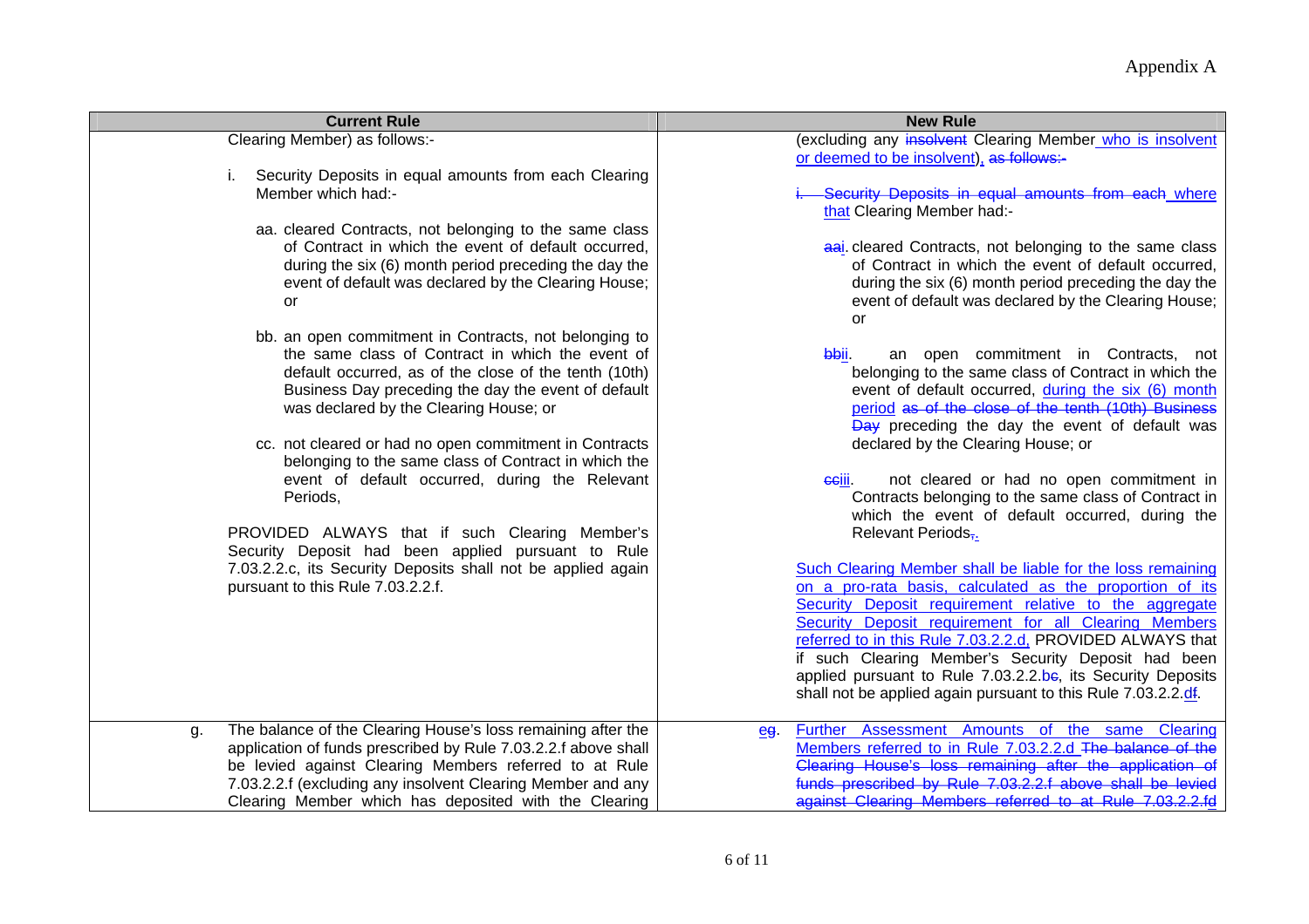# Appendix A

| Current Rule | New Rule |
|---|---|
| Clearing Member) as follows:-<br><br>i. Security Deposits in equal amounts from each Clearing Member which had:-<br><br>aa. cleared Contracts, not belonging to the same class of Contract in which the event of default occurred, during the six (6) month period preceding the day the event of default was declared by the Clearing House; or<br><br>bb. an open commitment in Contracts, not belonging to the same class of Contract in which the event of default occurred, as of the close of the tenth (10th) Business Day preceding the day the event of default was declared by the Clearing House; or<br><br>cc. not cleared or had no open commitment in Contracts belonging to the same class of Contract in which the event of default occurred, during the Relevant Periods,<br><br>PROVIDED ALWAYS that if such Clearing Member's Security Deposit had been applied pursuant to Rule 7.03.2.2.c, its Security Deposits shall not be applied again pursuant to this Rule 7.03.2.2.f. | (excluding any ~~insolvent~~ Clearing Member who is insolvent or deemed to be insolvent), ~~as follows:-~~<br><br>~~i. Security Deposits in equal amounts from each~~ where that Clearing Member had:-<br><br>~~aa~~i. cleared Contracts, not belonging to the same class of Contract in which the event of default occurred, during the six (6) month period preceding the day the event of default was declared by the Clearing House; or<br><br>~~bb~~ii. an open commitment in Contracts, not belonging to the same class of Contract in which the event of default occurred, during the six (6) month period ~~as of the close of the tenth (10th) Business Day~~ preceding the day the event of default was declared by the Clearing House; or<br><br>~~cc~~iii. not cleared or had no open commitment in Contracts belonging to the same class of Contract in which the event of default occurred, during the Relevant Periods~~,~~.<br><br>Such Clearing Member shall be liable for the loss remaining on a pro-rata basis, calculated as the proportion of its Security Deposit requirement relative to the aggregate Security Deposit requirement for all Clearing Members referred to in this Rule 7.03.2.2.d, PROVIDED ALWAYS that if such Clearing Member's Security Deposit had been applied pursuant to Rule 7.03.2.2.b~~c~~, its Security Deposits shall not be applied again pursuant to this Rule 7.03.2.2.d~~f~~. |
| g. The balance of the Clearing House's loss remaining after the application of funds prescribed by Rule 7.03.2.2.f above shall be levied against Clearing Members referred to at Rule 7.03.2.2.f (excluding any insolvent Clearing Member and any Clearing Member which has deposited with the Clearing | e~~g~~. Further Assessment Amounts of the same Clearing Members referred to in Rule 7.03.2.2.d ~~The balance of the Clearing House's loss remaining after the application of funds prescribed by Rule 7.03.2.2.f above shall be levied against Clearing Members referred to at Rule 7.03.2.2.f~~d |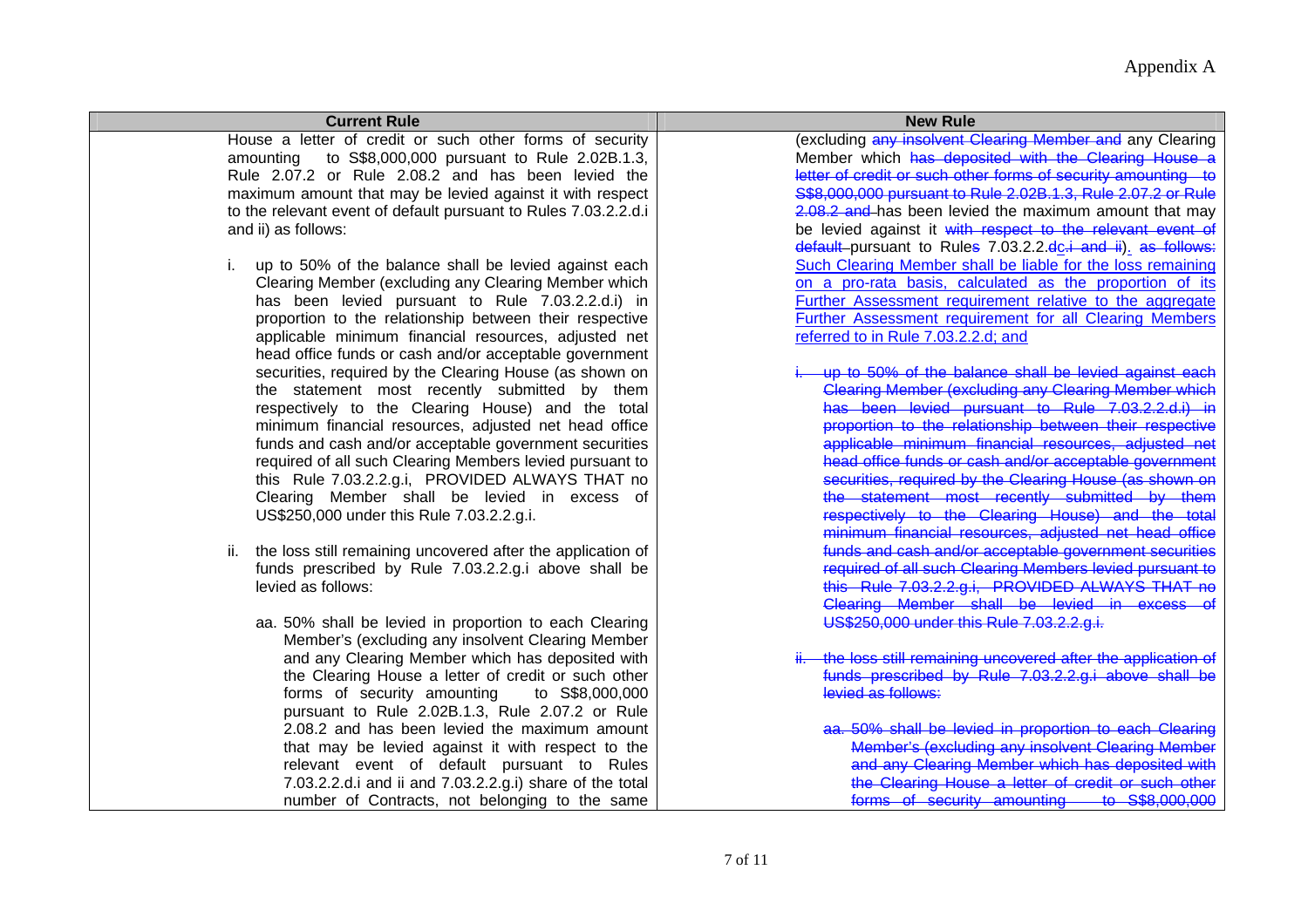Appendix A

| Current Rule | New Rule |
| --- | --- |
| House a letter of credit or such other forms of security amounting to S$8,000,000 pursuant to Rule 2.02B.1.3, Rule 2.07.2 or Rule 2.08.2 and has been levied the maximum amount that may be levied against it with respect to the relevant event of default pursuant to Rules 7.03.2.2.d.i and ii) as follows:<br><br>i. up to 50% of the balance shall be levied against each Clearing Member (excluding any Clearing Member which has been levied pursuant to Rule 7.03.2.2.d.i) in proportion to the relationship between their respective applicable minimum financial resources, adjusted net head office funds or cash and/or acceptable government securities, required by the Clearing House (as shown on the statement most recently submitted by them respectively to the Clearing House) and the total minimum financial resources, adjusted net head office funds and cash and/or acceptable government securities required of all such Clearing Members levied pursuant to this Rule 7.03.2.2.g.i, PROVIDED ALWAYS THAT no Clearing Member shall be levied in excess of US$250,000 under this Rule 7.03.2.2.g.i.<br><br>ii. the loss still remaining uncovered after the application of funds prescribed by Rule 7.03.2.2.g.i above shall be levied as follows:<br><br>aa. 50% shall be levied in proportion to each Clearing Member's (excluding any insolvent Clearing Member and any Clearing Member which has deposited with the Clearing House a letter of credit or such other forms of security amounting to S$8,000,000 pursuant to Rule 2.02B.1.3, Rule 2.07.2 or Rule 2.08.2 and has been levied the maximum amount that may be levied against it with respect to the relevant event of default pursuant to Rules 7.03.2.2.d.i and ii and 7.03.2.2.g.i) share of the total number of Contracts, not belonging to the same | (excluding ~~any insolvent Clearing Member and~~ any Clearing Member which ~~has deposited with the Clearing House a letter of credit or such other forms of security amounting to S$8,000,000 pursuant to Rule 2.02B.1.3, Rule 2.07.2 or Rule 2.08.2 and~~ has been levied the maximum amount that may be levied against it ~~with respect to the relevant event of default~~ pursuant to Rule~~s~~ 7.03.2.2.~~d~~c~~.i and ii~~). ~~as follows:~~ Such Clearing Member shall be liable for the loss remaining on a pro-rata basis, calculated as the proportion of its Further Assessment requirement relative to the aggregate Further Assessment requirement for all Clearing Members referred to in Rule 7.03.2.2.d; and<br><br>~~i. up to 50% of the balance shall be levied against each Clearing Member (excluding any Clearing Member which has been levied pursuant to Rule 7.03.2.2.d.i) in proportion to the relationship between their respective applicable minimum financial resources, adjusted net head office funds or cash and/or acceptable government securities, required by the Clearing House (as shown on the statement most recently submitted by them respectively to the Clearing House) and the total minimum financial resources, adjusted net head office funds and cash and/or acceptable government securities required of all such Clearing Members levied pursuant to this Rule 7.03.2.2.g.i, PROVIDED ALWAYS THAT no Clearing Member shall be levied in excess of US$250,000 under this Rule 7.03.2.2.g.i.~~<br><br>~~ii. the loss still remaining uncovered after the application of funds prescribed by Rule 7.03.2.2.g.i above shall be levied as follows:~~<br><br>~~aa. 50% shall be levied in proportion to each Clearing Member's (excluding any insolvent Clearing Member and any Clearing Member which has deposited with the Clearing House a letter of credit or such other forms of security amounting to S$8,000,000~~ |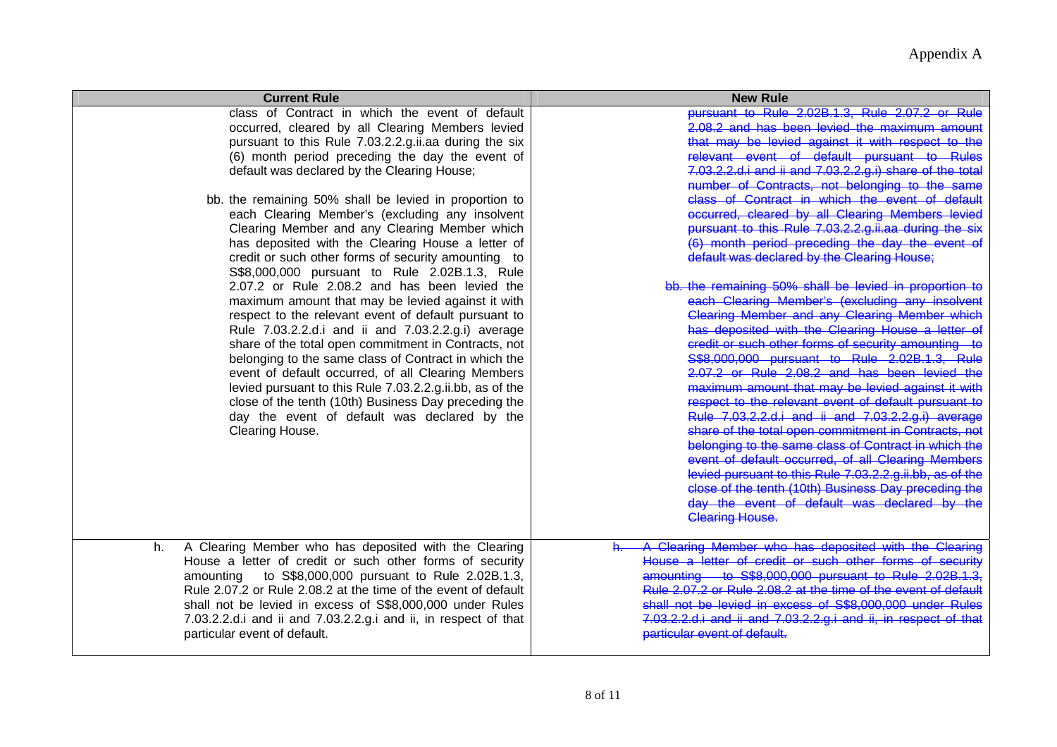Appendix A

| Current Rule | New Rule |
|---|---|
| class of Contract in which the event of default occurred, cleared by all Clearing Members levied pursuant to this Rule 7.03.2.2.g.ii.aa during the six (6) month period preceding the day the event of default was declared by the Clearing House;<br><br>bb. the remaining 50% shall be levied in proportion to each Clearing Member's (excluding any insolvent Clearing Member and any Clearing Member which has deposited with the Clearing House a letter of credit or such other forms of security amounting to S$8,000,000 pursuant to Rule 2.02B.1.3, Rule 2.07.2 or Rule 2.08.2 and has been levied the maximum amount that may be levied against it with respect to the relevant event of default pursuant to Rule 7.03.2.2.d.i and ii and 7.03.2.2.g.i) average share of the total open commitment in Contracts, not belonging to the same class of Contract in which the event of default occurred, of all Clearing Members levied pursuant to this Rule 7.03.2.2.g.ii.bb, as of the close of the tenth (10th) Business Day preceding the day the event of default was declared by the Clearing House. | ~~pursuant to Rule 2.02B.1.3, Rule 2.07.2 or Rule 2.08.2 and has been levied the maximum amount that may be levied against it with respect to the relevant event of default pursuant to Rules 7.03.2.2.d.i and ii and 7.03.2.2.g.i) share of the total number of Contracts, not belonging to the same class of Contract in which the event of default occurred, cleared by all Clearing Members levied pursuant to this Rule 7.03.2.2.g.ii.aa during the six (6) month period preceding the day the event of default was declared by the Clearing House;~~<br><br>~~bb. the remaining 50% shall be levied in proportion to each Clearing Member's (excluding any insolvent Clearing Member and any Clearing Member which has deposited with the Clearing House a letter of credit or such other forms of security amounting to S$8,000,000 pursuant to Rule 2.02B.1.3, Rule 2.07.2 or Rule 2.08.2 and has been levied the maximum amount that may be levied against it with respect to the relevant event of default pursuant to Rule 7.03.2.2.d.i and ii and 7.03.2.2.g.i) average share of the total open commitment in Contracts, not belonging to the same class of Contract in which the event of default occurred, of all Clearing Members levied pursuant to this Rule 7.03.2.2.g.ii.bb, as of the close of the tenth (10th) Business Day preceding the day the event of default was declared by the Clearing House.~~ |
| h. A Clearing Member who has deposited with the Clearing House a letter of credit or such other forms of security amounting to S$8,000,000 pursuant to Rule 2.02B.1.3, Rule 2.07.2 or Rule 2.08.2 at the time of the event of default shall not be levied in excess of S$8,000,000 under Rules 7.03.2.2.d.i and ii and 7.03.2.2.g.i and ii, in respect of that particular event of default. | ~~h. A Clearing Member who has deposited with the Clearing House a letter of credit or such other forms of security amounting to S$8,000,000 pursuant to Rule 2.02B.1.3, Rule 2.07.2 or Rule 2.08.2 at the time of the event of default shall not be levied in excess of S$8,000,000 under Rules 7.03.2.2.d.i and ii and 7.03.2.2.g.i and ii, in respect of that particular event of default.~~ |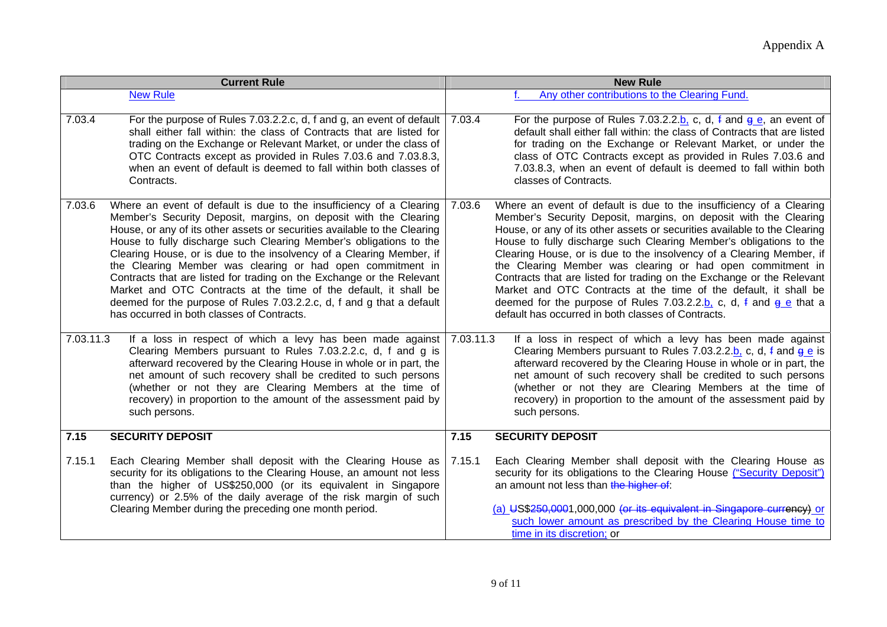Appendix A

| Current Rule | New Rule |
|---|---|
| New Rule | f. Any other contributions to the Clearing Fund. |
| 7.03.4 For the purpose of Rules 7.03.2.2.c, d, f and g, an event of default shall either fall within: the class of Contracts that are listed for trading on the Exchange or Relevant Market, or under the class of OTC Contracts except as provided in Rules 7.03.6 and 7.03.8.3, when an event of default is deemed to fall within both classes of Contracts. | 7.03.4 For the purpose of Rules 7.03.2.2.b, c, d, ~~f~~ and ~~g~~ e, an event of default shall either fall within: the class of Contracts that are listed for trading on the Exchange or Relevant Market, or under the class of OTC Contracts except as provided in Rules 7.03.6 and 7.03.8.3, when an event of default is deemed to fall within both classes of Contracts. |
| 7.03.6 Where an event of default is due to the insufficiency of a Clearing Member's Security Deposit, margins, on deposit with the Clearing House, or any of its other assets or securities available to the Clearing House to fully discharge such Clearing Member's obligations to the Clearing House, or is due to the insolvency of a Clearing Member, if the Clearing Member was clearing or had open commitment in Contracts that are listed for trading on the Exchange or the Relevant Market and OTC Contracts at the time of the default, it shall be deemed for the purpose of Rules 7.03.2.2.c, d, f and g that a default has occurred in both classes of Contracts. | 7.03.6 Where an event of default is due to the insufficiency of a Clearing Member's Security Deposit, margins, on deposit with the Clearing House, or any of its other assets or securities available to the Clearing House to fully discharge such Clearing Member's obligations to the Clearing House, or is due to the insolvency of a Clearing Member, if the Clearing Member was clearing or had open commitment in Contracts that are listed for trading on the Exchange or the Relevant Market and OTC Contracts at the time of the default, it shall be deemed for the purpose of Rules 7.03.2.2.b, c, d, ~~f~~ and ~~g~~ e that a default has occurred in both classes of Contracts. |
| 7.03.11.3 If a loss in respect of which a levy has been made against Clearing Members pursuant to Rules 7.03.2.2.c, d, f and g is afterward recovered by the Clearing House in whole or in part, the net amount of such recovery shall be credited to such persons (whether or not they are Clearing Members at the time of recovery) in proportion to the amount of the assessment paid by such persons. | 7.03.11.3 If a loss in respect of which a levy has been made against Clearing Members pursuant to Rules 7.03.2.2.b, c, d, ~~f~~ and ~~g~~ e is afterward recovered by the Clearing House in whole or in part, the net amount of such recovery shall be credited to such persons (whether or not they are Clearing Members at the time of recovery) in proportion to the amount of the assessment paid by such persons. |
| **7.15 SECURITY DEPOSIT** | **7.15 SECURITY DEPOSIT** |
| 7.15.1 Each Clearing Member shall deposit with the Clearing House as security for its obligations to the Clearing House, an amount not less than the higher of US$250,000 (or its equivalent in Singapore currency) or 2.5% of the daily average of the risk margin of such Clearing Member during the preceding one month period. | 7.15.1 Each Clearing Member shall deposit with the Clearing House as security for its obligations to the Clearing House ("Security Deposit") an amount not less than ~~the higher of~~:<br><br>(a) ~~U~~S$~~250,000~~1,000,000 ~~(or its equivalent in Singapore currency)~~ or such lower amount as prescribed by the Clearing House time to time in its discretion; or |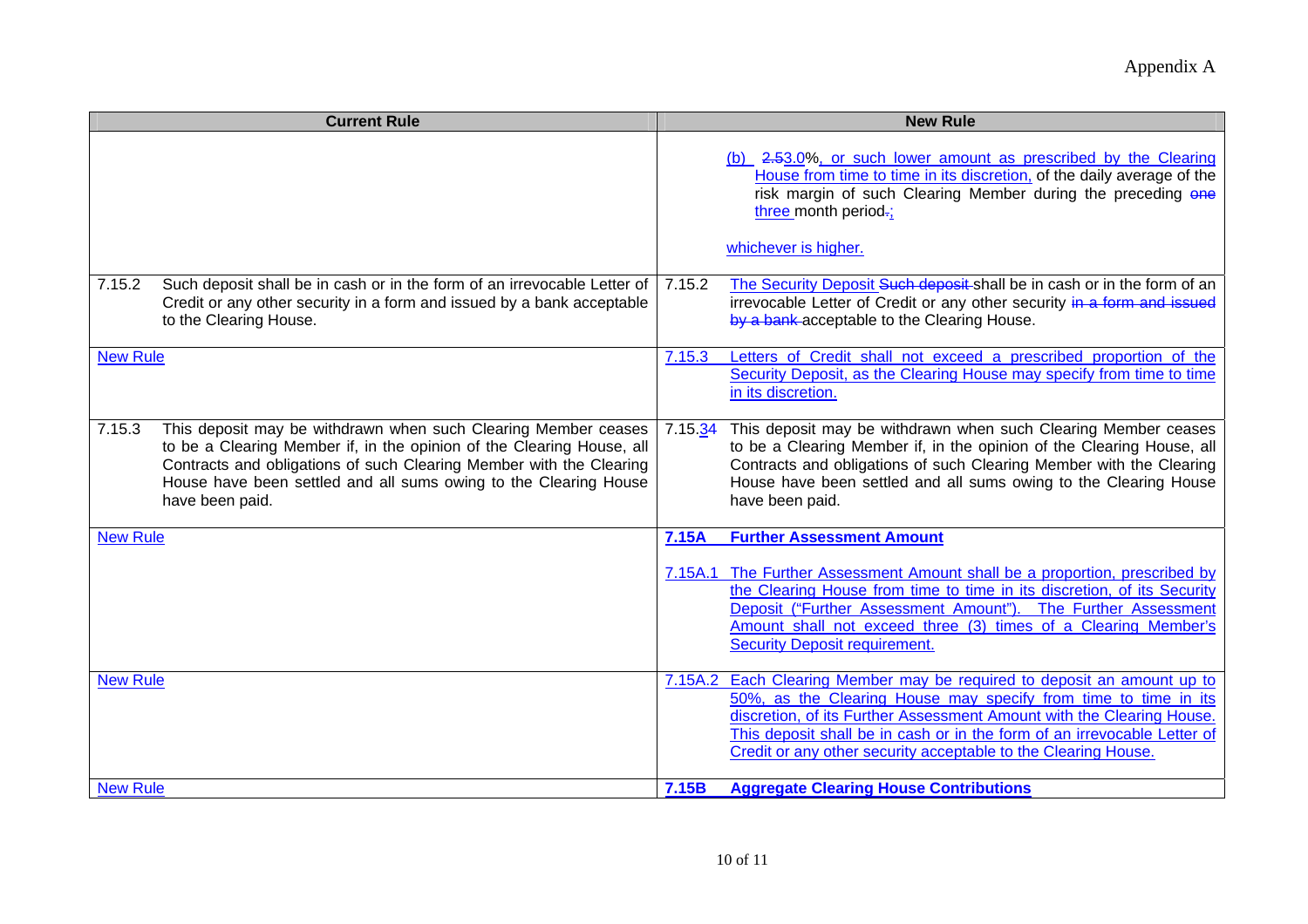Appendix A

| Current Rule | New Rule |
|---|---|
| | (b) ~~2.5~~3.0%, or such lower amount as prescribed by the Clearing House from time to time in its discretion, of the daily average of the risk margin of such Clearing Member during the preceding ~~one~~ three month period~~.~~;<br><br>whichever is higher. |
| 7.15.2 Such deposit shall be in cash or in the form of an irrevocable Letter of Credit or any other security in a form and issued by a bank acceptable to the Clearing House. | 7.15.2 The Security Deposit ~~Such deposit~~ shall be in cash or in the form of an irrevocable Letter of Credit or any other security ~~in a form and issued by a bank~~ acceptable to the Clearing House. |
| New Rule | 7.15.3 Letters of Credit shall not exceed a prescribed proportion of the Security Deposit, as the Clearing House may specify from time to time in its discretion. |
| 7.15.3 This deposit may be withdrawn when such Clearing Member ceases to be a Clearing Member if, in the opinion of the Clearing House, all Contracts and obligations of such Clearing Member with the Clearing House have been settled and all sums owing to the Clearing House have been paid. | 7.15.~~3~~4 This deposit may be withdrawn when such Clearing Member ceases to be a Clearing Member if, in the opinion of the Clearing House, all Contracts and obligations of such Clearing Member with the Clearing House have been settled and all sums owing to the Clearing House have been paid. |
| New Rule | **7.15A Further Assessment Amount**<br><br>7.15A.1 The Further Assessment Amount shall be a proportion, prescribed by the Clearing House from time to time in its discretion, of its Security Deposit ("Further Assessment Amount"). The Further Assessment Amount shall not exceed three (3) times of a Clearing Member's Security Deposit requirement. |
| New Rule | 7.15A.2 Each Clearing Member may be required to deposit an amount up to 50%, as the Clearing House may specify from time to time in its discretion, of its Further Assessment Amount with the Clearing House. This deposit shall be in cash or in the form of an irrevocable Letter of Credit or any other security acceptable to the Clearing House. |
| New Rule | **7.15B Aggregate Clearing House Contributions** |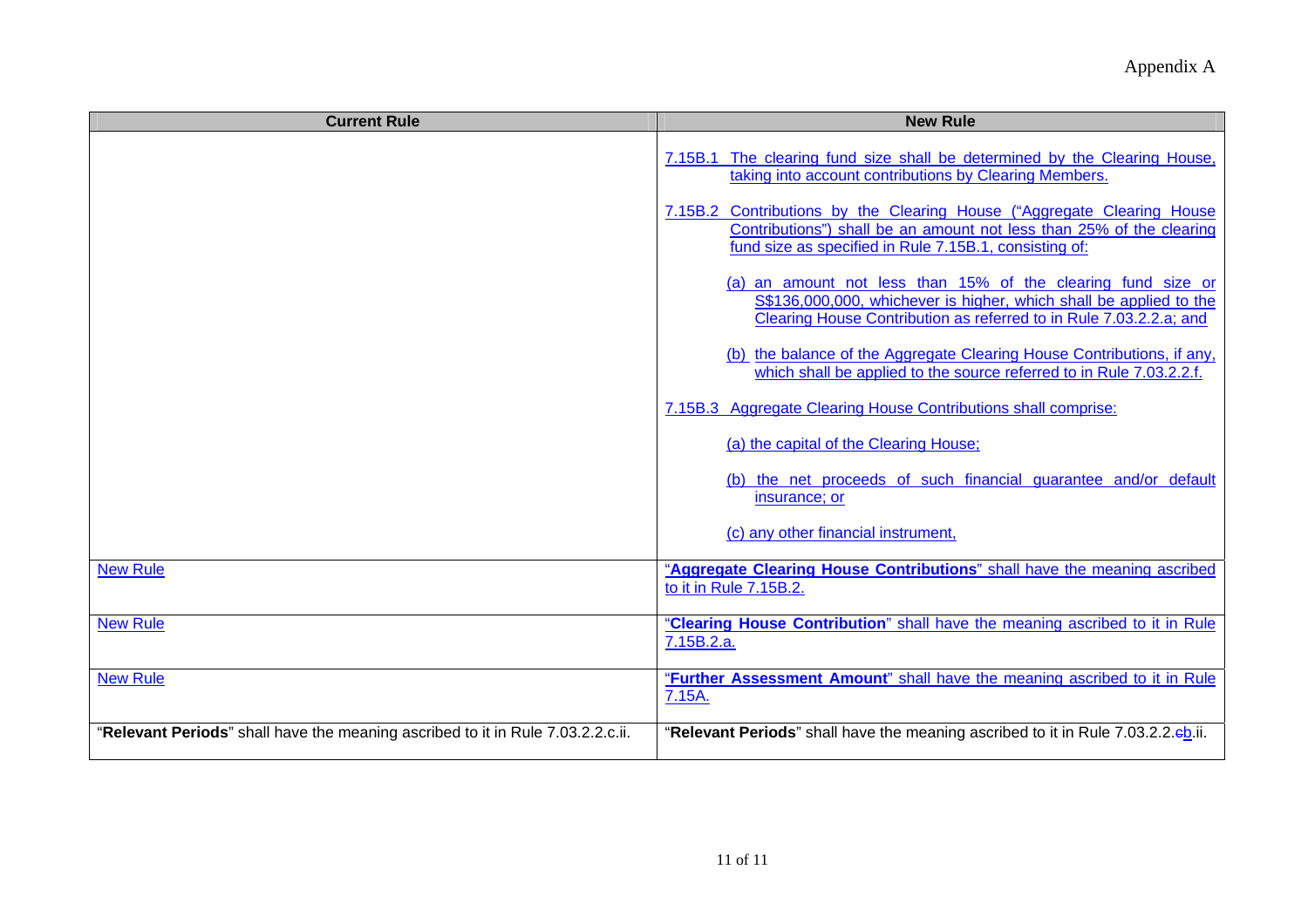Appendix A

| Current Rule | New Rule |
|---|---|
| | 7.15B.1 The clearing fund size shall be determined by the Clearing House, taking into account contributions by Clearing Members.<br><br>7.15B.2 Contributions by the Clearing House ("Aggregate Clearing House Contributions") shall be an amount not less than 25% of the clearing fund size as specified in Rule 7.15B.1, consisting of:<br><br>(a) an amount not less than 15% of the clearing fund size or S$136,000,000, whichever is higher, which shall be applied to the Clearing House Contribution as referred to in Rule 7.03.2.2.a; and<br><br>(b) the balance of the Aggregate Clearing House Contributions, if any, which shall be applied to the source referred to in Rule 7.03.2.2.f.<br><br>7.15B.3 Aggregate Clearing House Contributions shall comprise:<br><br>(a) the capital of the Clearing House;<br><br>(b) the net proceeds of such financial guarantee and/or default insurance; or<br><br>(c) any other financial instrument, |
| New Rule | "**Aggregate Clearing House Contributions**" shall have the meaning ascribed to it in Rule 7.15B.2. |
| New Rule | "**Clearing House Contribution**" shall have the meaning ascribed to it in Rule 7.15B.2.a. |
| New Rule | "**Further Assessment Amount**" shall have the meaning ascribed to it in Rule 7.15A. |
| "**Relevant Periods**" shall have the meaning ascribed to it in Rule 7.03.2.2.c.ii. | "**Relevant Periods**" shall have the meaning ascribed to it in Rule 7.03.2.2.~~c~~b.ii. |